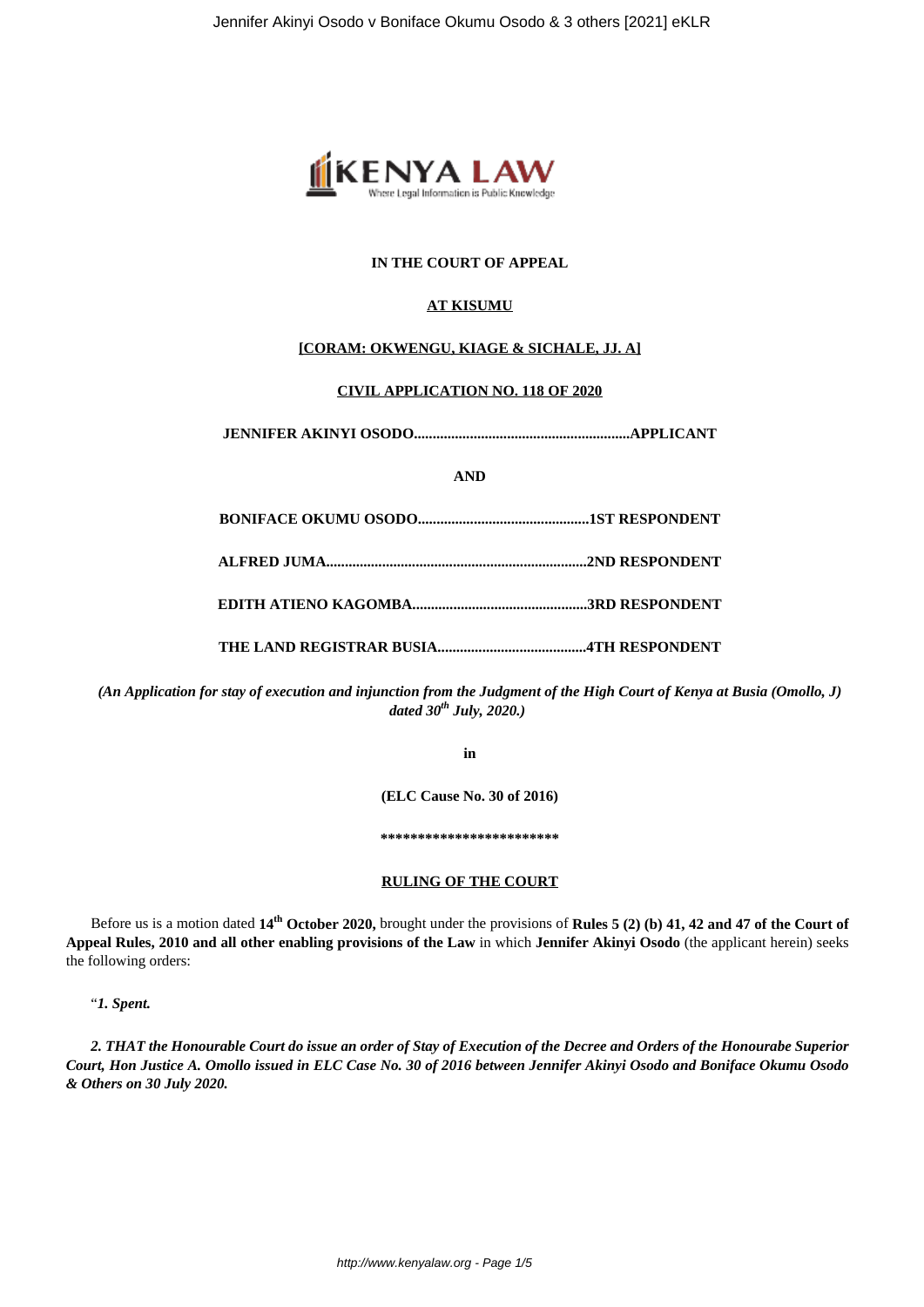**IN THE COURT OF APPEAL**

**AT KISUMU**

**[CORAM: OKWENGU, KIAGE & SICHALE, JJ. A]**

**CIVIL APPLICATION NO. 118 OF 2020**

**JENNIFER AKINYI OSODO..........................................................APPLICANT**

**AND**

**BONIFACE OKUMU OSODO..............................................1ST RESPONDENT**

**ALFRED JUMA.....................................................................2ND RESPONDENT**

**EDITH ATIENO KAGOMBA...............................................3RD RESPONDENT**

**THE LAND REGISTRAR BUSIA........................................4TH RESPONDENT**

***(An Application for stay of execution and injunction from the Judgment of the High Court of Kenya at Busia (Omollo, J) dated 30th July, 2020.)***

**in**

**(ELC Cause No. 30 of 2016)**

**\*\*\*\*\*\*\*\*\*\*\*\*\*\*\*\*\*\*\*\*\*\*\*\*\***

**RULING OF THE COURT**

Before us is a motion dated **14th October 2020,** brought under the provisions of **Rules 5 (2) (b) 41, 42 and 47 of the Court of Appeal Rules, 2010 and all other enabling provisions of the Law** in which **Jennifer Akinyi Osodo** (the applicant herein) seeks the following orders:

"***1. Spent.***

***2. THAT the Honourable Court do issue an order of Stay of Execution of the Decree and Orders of the Honourabe Superior Court, Hon Justice A. Omollo issued in ELC Case No. 30 of 2016 between Jennifer Akinyi Osodo and Boniface Okumu Osodo & Others on 30 July 2020.***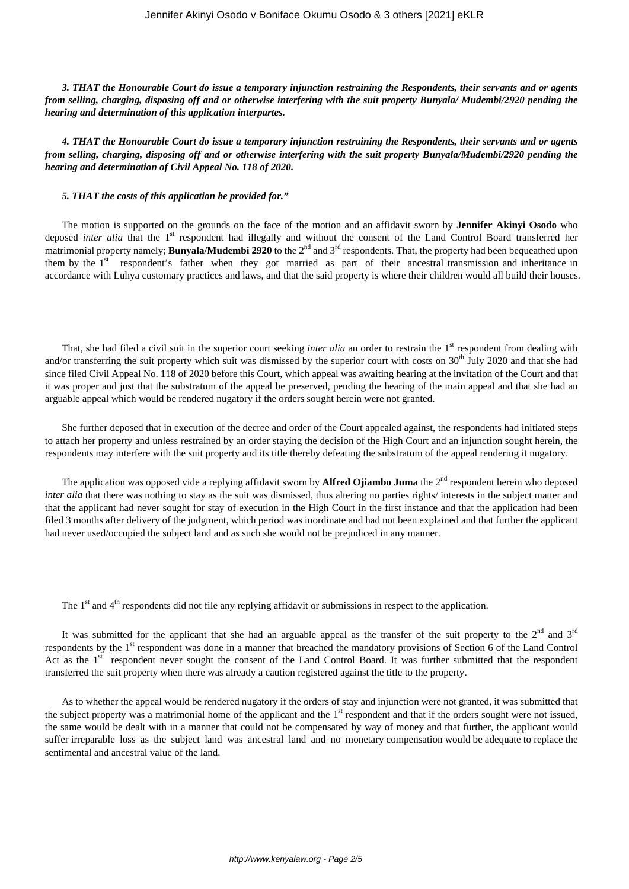***3. THAT the Honourable Court do issue a temporary injunction restraining the Respondents, their servants and or agents from selling, charging, disposing off and or otherwise interfering with the suit property Bunyala/ Mudembi/2920 pending the hearing and determination of this application interpartes.***

***4. THAT the Honourable Court do issue a temporary injunction restraining the Respondents, their servants and or agents from selling, charging, disposing off and or otherwise interfering with the suit property Bunyala/Mudembi/2920 pending the hearing and determination of Civil Appeal No. 118 of 2020.***

***5. THAT the costs of this application be provided for."***

The motion is supported on the grounds on the face of the motion and an affidavit sworn by **Jennifer Akinyi Osodo** who deposed *inter alia* that the 1st respondent had illegally and without the consent of the Land Control Board transferred her matrimonial property namely; **Bunyala/Mudembi 2920** to the 2nd and 3rd respondents. That, the property had been bequeathed upon them by the 1st respondent's father when they got married as part of their ancestral transmission and inheritance in accordance with Luhya customary practices and laws, and that the said property is where their children would all build their houses.

That, she had filed a civil suit in the superior court seeking *inter alia* an order to restrain the 1st respondent from dealing with and/or transferring the suit property which suit was dismissed by the superior court with costs on 30th July 2020 and that she had since filed Civil Appeal No. 118 of 2020 before this Court, which appeal was awaiting hearing at the invitation of the Court and that it was proper and just that the substratum of the appeal be preserved, pending the hearing of the main appeal and that she had an arguable appeal which would be rendered nugatory if the orders sought herein were not granted.

She further deposed that in execution of the decree and order of the Court appealed against, the respondents had initiated steps to attach her property and unless restrained by an order staying the decision of the High Court and an injunction sought herein, the respondents may interfere with the suit property and its title thereby defeating the substratum of the appeal rendering it nugatory.

The application was opposed vide a replying affidavit sworn by **Alfred Ojiambo Juma** the 2nd respondent herein who deposed *inter alia* that there was nothing to stay as the suit was dismissed, thus altering no parties rights/ interests in the subject matter and that the applicant had never sought for stay of execution in the High Court in the first instance and that the application had been filed 3 months after delivery of the judgment, which period was inordinate and had not been explained and that further the applicant had never used/occupied the subject land and as such she would not be prejudiced in any manner.

The 1st and 4th respondents did not file any replying affidavit or submissions in respect to the application.

It was submitted for the applicant that she had an arguable appeal as the transfer of the suit property to the 2nd and 3rd respondents by the 1st respondent was done in a manner that breached the mandatory provisions of Section 6 of the Land Control Act as the 1st respondent never sought the consent of the Land Control Board. It was further submitted that the respondent transferred the suit property when there was already a caution registered against the title to the property.

As to whether the appeal would be rendered nugatory if the orders of stay and injunction were not granted, it was submitted that the subject property was a matrimonial home of the applicant and the 1st respondent and that if the orders sought were not issued, the same would be dealt with in a manner that could not be compensated by way of money and that further, the applicant would suffer irreparable loss as the subject land was ancestral land and no monetary compensation would be adequate to replace the sentimental and ancestral value of the land.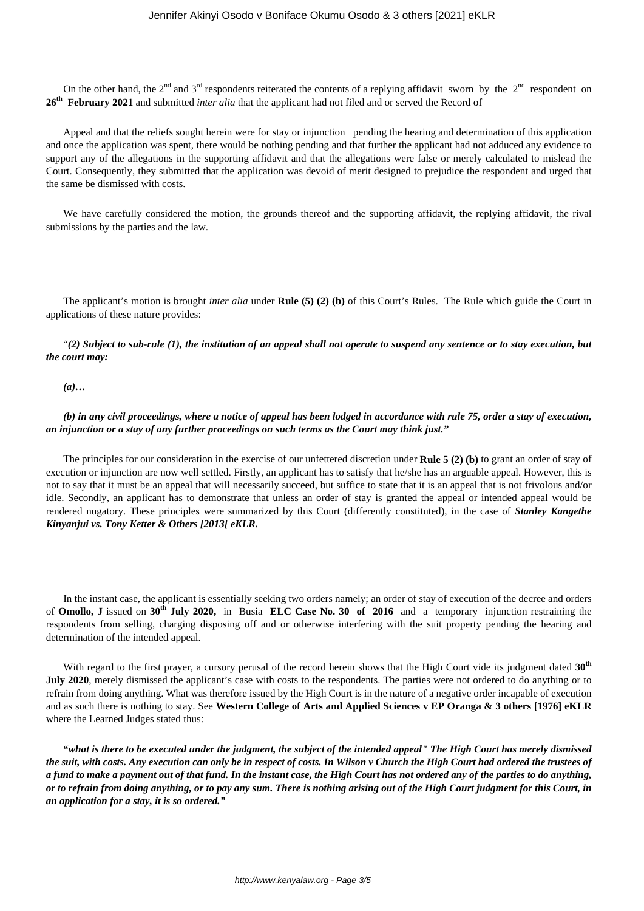On the other hand, the 2nd and 3rd respondents reiterated the contents of a replying affidavit sworn by the 2nd respondent on **26th February 2021** and submitted *inter alia* that the applicant had not filed and or served the Record of

Appeal and that the reliefs sought herein were for stay or injunction pending the hearing and determination of this application and once the application was spent, there would be nothing pending and that further the applicant had not adduced any evidence to support any of the allegations in the supporting affidavit and that the allegations were false or merely calculated to mislead the Court. Consequently, they submitted that the application was devoid of merit designed to prejudice the respondent and urged that the same be dismissed with costs.

We have carefully considered the motion, the grounds thereof and the supporting affidavit, the replying affidavit, the rival submissions by the parties and the law.

The applicant's motion is brought *inter alia* under **Rule (5) (2) (b)** of this Court's Rules. The Rule which guide the Court in applications of these nature provides:

"***(2) Subject to sub-rule (1), the institution of an appeal shall not operate to suspend any sentence or to stay execution, but the court may:***

***(a)…***

***(b) in any civil proceedings, where a notice of appeal has been lodged in accordance with rule 75, order a stay of execution, an injunction or a stay of any further proceedings on such terms as the Court may think just."***

The principles for our consideration in the exercise of our unfettered discretion under **Rule 5 (2) (b)** to grant an order of stay of execution or injunction are now well settled. Firstly, an applicant has to satisfy that he/she has an arguable appeal. However, this is not to say that it must be an appeal that will necessarily succeed, but suffice to state that it is an appeal that is not frivolous and/or idle. Secondly, an applicant has to demonstrate that unless an order of stay is granted the appeal or intended appeal would be rendered nugatory. These principles were summarized by this Court (differently constituted), in the case of ***Stanley Kangethe Kinyanjui vs. Tony Ketter & Others [2013[ eKLR.***

In the instant case, the applicant is essentially seeking two orders namely; an order of stay of execution of the decree and orders of **Omollo, J** issued on **30th July 2020,** in Busia **ELC Case No. 30 of 2016** and a temporary injunction restraining the respondents from selling, charging disposing off and or otherwise interfering with the suit property pending the hearing and determination of the intended appeal.

With regard to the first prayer, a cursory perusal of the record herein shows that the High Court vide its judgment dated **30th July 2020**, merely dismissed the applicant's case with costs to the respondents. The parties were not ordered to do anything or to refrain from doing anything. What was therefore issued by the High Court is in the nature of a negative order incapable of execution and as such there is nothing to stay. See **Western College of Arts and Applied Sciences v EP Oranga & 3 others [1976] eKLR** where the Learned Judges stated thus:

***"what is there to be executed under the judgment, the subject of the intended appeal" The High Court has merely dismissed the suit, with costs. Any execution can only be in respect of costs. In Wilson v Church the High Court had ordered the trustees of a fund to make a payment out of that fund. In the instant case, the High Court has not ordered any of the parties to do anything, or to refrain from doing anything, or to pay any sum. There is nothing arising out of the High Court judgment for this Court, in an application for a stay, it is so ordered."***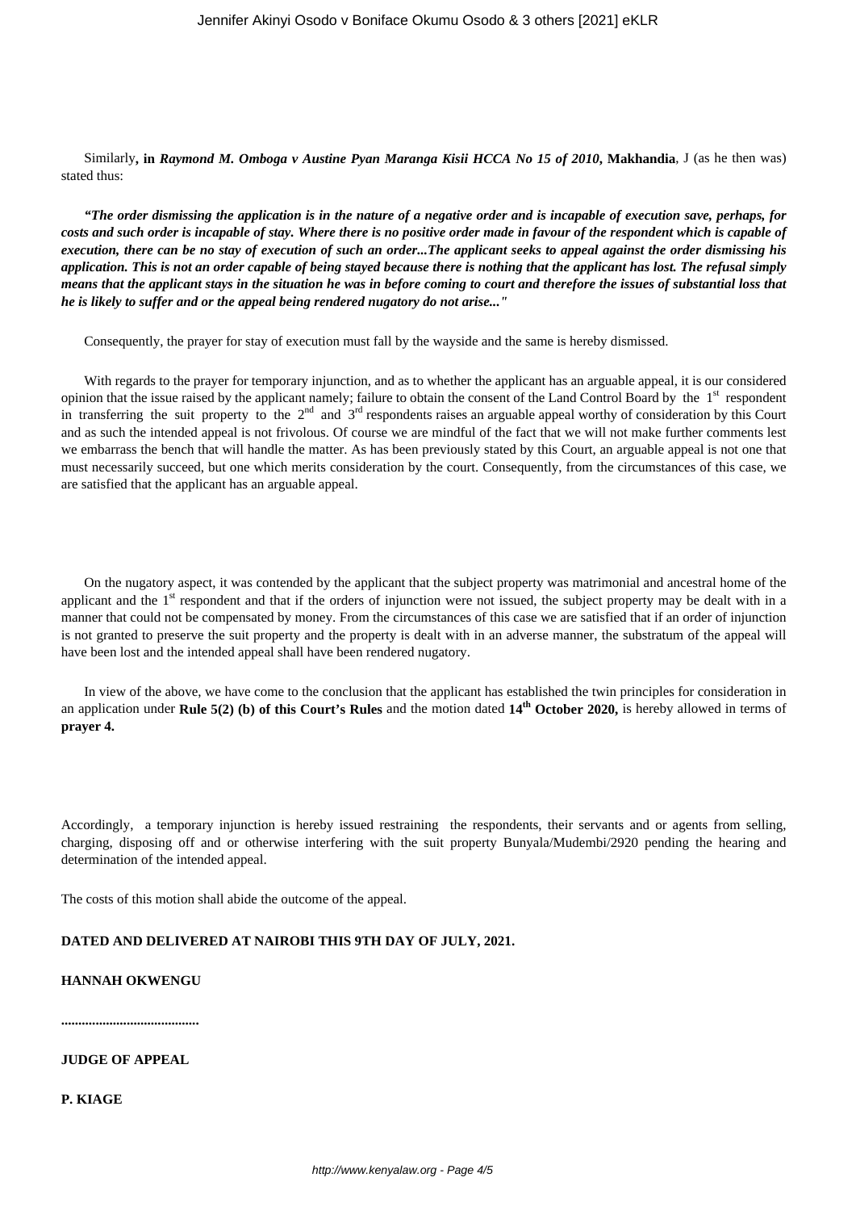Similarly**, in *Raymond M. Omboga v Austine Pyan Maranga Kisii HCCA No 15 of 2010*, Makhandia**, J (as he then was) stated thus:

***"The order dismissing the application is in the nature of a negative order and is incapable of execution save, perhaps, for costs and such order is incapable of stay. Where there is no positive order made in favour of the respondent which is capable of execution, there can be no stay of execution of such an order...The applicant seeks to appeal against the order dismissing his application. This is not an order capable of being stayed because there is nothing that the applicant has lost. The refusal simply means that the applicant stays in the situation he was in before coming to court and therefore the issues of substantial loss that he is likely to suffer and or the appeal being rendered nugatory do not arise..."***

Consequently, the prayer for stay of execution must fall by the wayside and the same is hereby dismissed.

With regards to the prayer for temporary injunction, and as to whether the applicant has an arguable appeal, it is our considered opinion that the issue raised by the applicant namely; failure to obtain the consent of the Land Control Board by the 1st respondent in transferring the suit property to the 2nd and 3rd respondents raises an arguable appeal worthy of consideration by this Court and as such the intended appeal is not frivolous. Of course we are mindful of the fact that we will not make further comments lest we embarrass the bench that will handle the matter. As has been previously stated by this Court, an arguable appeal is not one that must necessarily succeed, but one which merits consideration by the court. Consequently, from the circumstances of this case, we are satisfied that the applicant has an arguable appeal.

On the nugatory aspect, it was contended by the applicant that the subject property was matrimonial and ancestral home of the applicant and the 1st respondent and that if the orders of injunction were not issued, the subject property may be dealt with in a manner that could not be compensated by money. From the circumstances of this case we are satisfied that if an order of injunction is not granted to preserve the suit property and the property is dealt with in an adverse manner, the substratum of the appeal will have been lost and the intended appeal shall have been rendered nugatory.

In view of the above, we have come to the conclusion that the applicant has established the twin principles for consideration in an application under **Rule 5(2) (b) of this Court's Rules** and the motion dated **14th October 2020,** is hereby allowed in terms of **prayer 4.**

Accordingly, a temporary injunction is hereby issued restraining the respondents, their servants and or agents from selling, charging, disposing off and or otherwise interfering with the suit property Bunyala/Mudembi/2920 pending the hearing and determination of the intended appeal.

The costs of this motion shall abide the outcome of the appeal.

**DATED AND DELIVERED AT NAIROBI THIS 9TH DAY OF JULY, 2021.**

**HANNAH OKWENGU**

**.......................................**

**JUDGE OF APPEAL**

**P. KIAGE**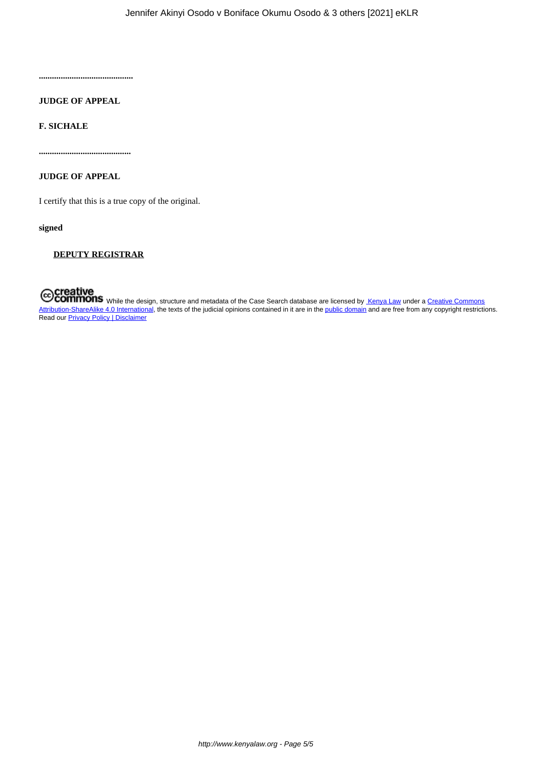..........................................

**JUDGE OF APPEAL**

**F. SICHALE**

..........................................

**JUDGE OF APPEAL**

I certify that this is a true copy of the original.

**signed**

**DEPUTY REGISTRAR**

While the design, structure and metadata of the Case Search database are licensed by Kenya Law under a Creative Commons Attribution-ShareAlike 4.0 International, the texts of the judicial opinions contained in it are in the public domain and are free from any copyright restrictions. Read our Privacy Policy | Disclaimer